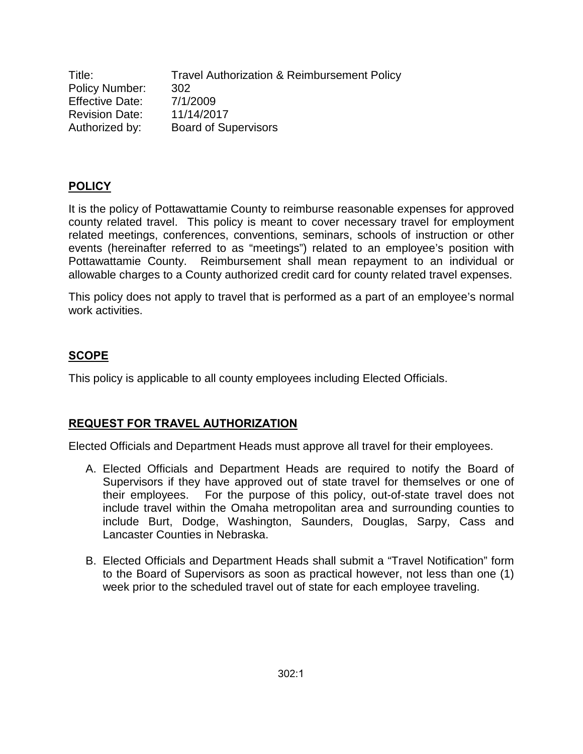Title: Travel Authorization & Reimbursement Policy
Policy Number: 302
Effective Date: 7/1/2009
Revision Date: 11/14/2017
Authorized by: Board of Supervisors

## POLICY

It is the policy of Pottawattamie County to reimburse reasonable expenses for approved county related travel. This policy is meant to cover necessary travel for employment related meetings, conferences, conventions, seminars, schools of instruction or other events (hereinafter referred to as "meetings") related to an employee's position with Pottawattamie County. Reimbursement shall mean repayment to an individual or allowable charges to a County authorized credit card for county related travel expenses.

This policy does not apply to travel that is performed as a part of an employee's normal work activities.

## SCOPE

This policy is applicable to all county employees including Elected Officials.

## REQUEST FOR TRAVEL AUTHORIZATION

Elected Officials and Department Heads must approve all travel for their employees.

A. Elected Officials and Department Heads are required to notify the Board of Supervisors if they have approved out of state travel for themselves or one of their employees. For the purpose of this policy, out-of-state travel does not include travel within the Omaha metropolitan area and surrounding counties to include Burt, Dodge, Washington, Saunders, Douglas, Sarpy, Cass and Lancaster Counties in Nebraska.

B. Elected Officials and Department Heads shall submit a "Travel Notification" form to the Board of Supervisors as soon as practical however, not less than one (1) week prior to the scheduled travel out of state for each employee traveling.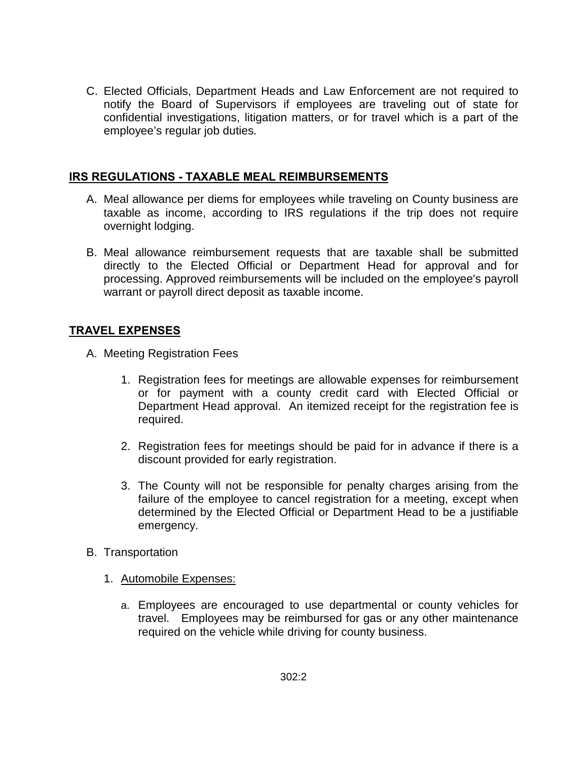C. Elected Officials, Department Heads and Law Enforcement are not required to notify the Board of Supervisors if employees are traveling out of state for confidential investigations, litigation matters, or for travel which is a part of the employee's regular job duties.

## IRS REGULATIONS - TAXABLE MEAL REIMBURSEMENTS

A. Meal allowance per diems for employees while traveling on County business are taxable as income, according to IRS regulations if the trip does not require overnight lodging.

B. Meal allowance reimbursement requests that are taxable shall be submitted directly to the Elected Official or Department Head for approval and for processing. Approved reimbursements will be included on the employee's payroll warrant or payroll direct deposit as taxable income.

## TRAVEL EXPENSES

A. Meeting Registration Fees

   1. Registration fees for meetings are allowable expenses for reimbursement or for payment with a county credit card with Elected Official or Department Head approval. An itemized receipt for the registration fee is required.

   2. Registration fees for meetings should be paid for in advance if there is a discount provided for early registration.

   3. The County will not be responsible for penalty charges arising from the failure of the employee to cancel registration for a meeting, except when determined by the Elected Official or Department Head to be a justifiable emergency.

B. Transportation

   1. Automobile Expenses:

      a. Employees are encouraged to use departmental or county vehicles for travel. Employees may be reimbursed for gas or any other maintenance required on the vehicle while driving for county business.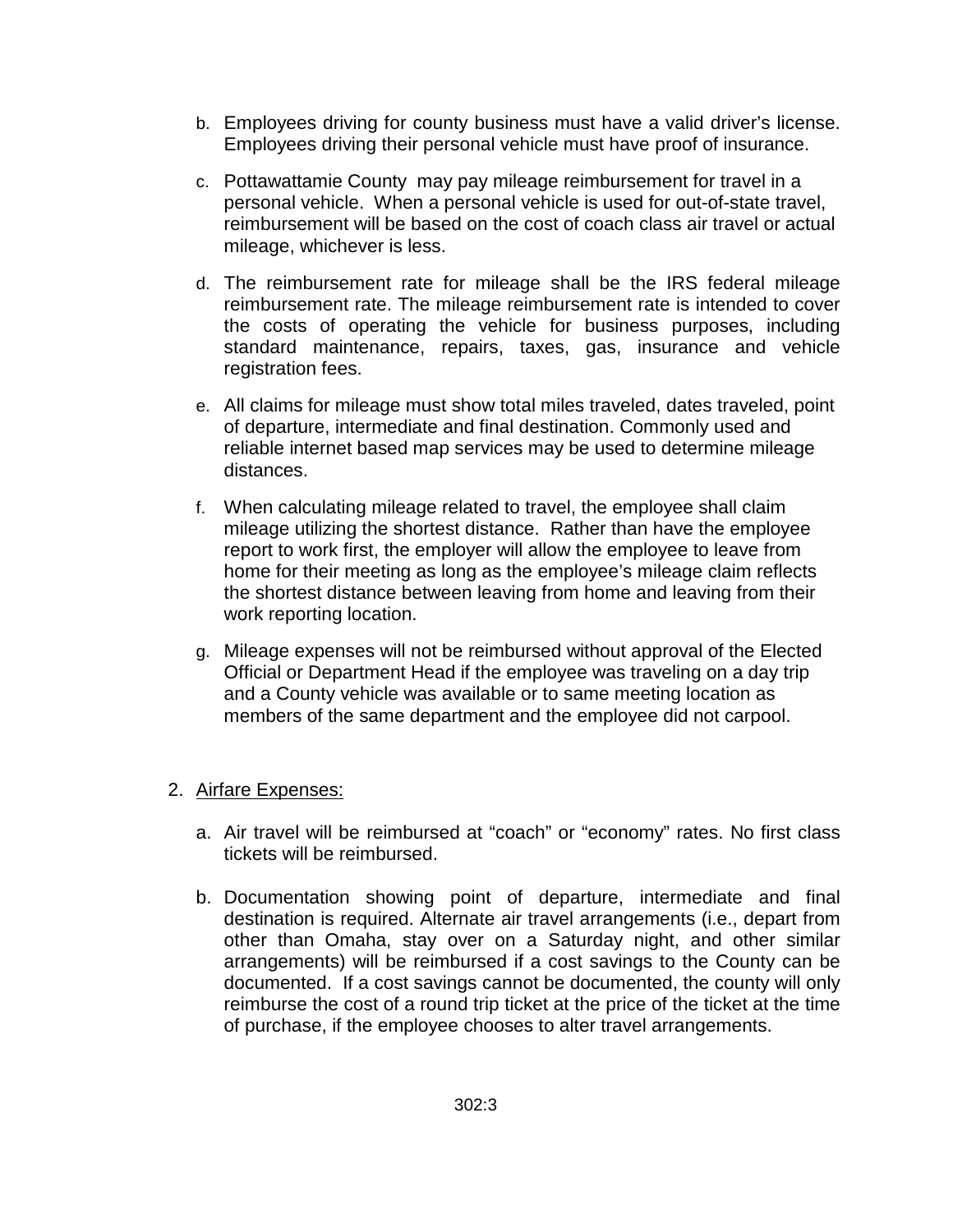b. Employees driving for county business must have a valid driver's license. Employees driving their personal vehicle must have proof of insurance.

c. Pottawattamie County may pay mileage reimbursement for travel in a personal vehicle. When a personal vehicle is used for out-of-state travel, reimbursement will be based on the cost of coach class air travel or actual mileage, whichever is less.

d. The reimbursement rate for mileage shall be the IRS federal mileage reimbursement rate. The mileage reimbursement rate is intended to cover the costs of operating the vehicle for business purposes, including standard maintenance, repairs, taxes, gas, insurance and vehicle registration fees.

e. All claims for mileage must show total miles traveled, dates traveled, point of departure, intermediate and final destination. Commonly used and reliable internet based map services may be used to determine mileage distances.

f. When calculating mileage related to travel, the employee shall claim mileage utilizing the shortest distance. Rather than have the employee report to work first, the employer will allow the employee to leave from home for their meeting as long as the employee's mileage claim reflects the shortest distance between leaving from home and leaving from their work reporting location.

g. Mileage expenses will not be reimbursed without approval of the Elected Official or Department Head if the employee was traveling on a day trip and a County vehicle was available or to same meeting location as members of the same department and the employee did not carpool.

2. <u>Airfare Expenses:</u>

   a. Air travel will be reimbursed at "coach" or "economy" rates. No first class tickets will be reimbursed.

   b. Documentation showing point of departure, intermediate and final destination is required. Alternate air travel arrangements (i.e., depart from other than Omaha, stay over on a Saturday night, and other similar arrangements) will be reimbursed if a cost savings to the County can be documented. If a cost savings cannot be documented, the county will only reimburse the cost of a round trip ticket at the price of the ticket at the time of purchase, if the employee chooses to alter travel arrangements.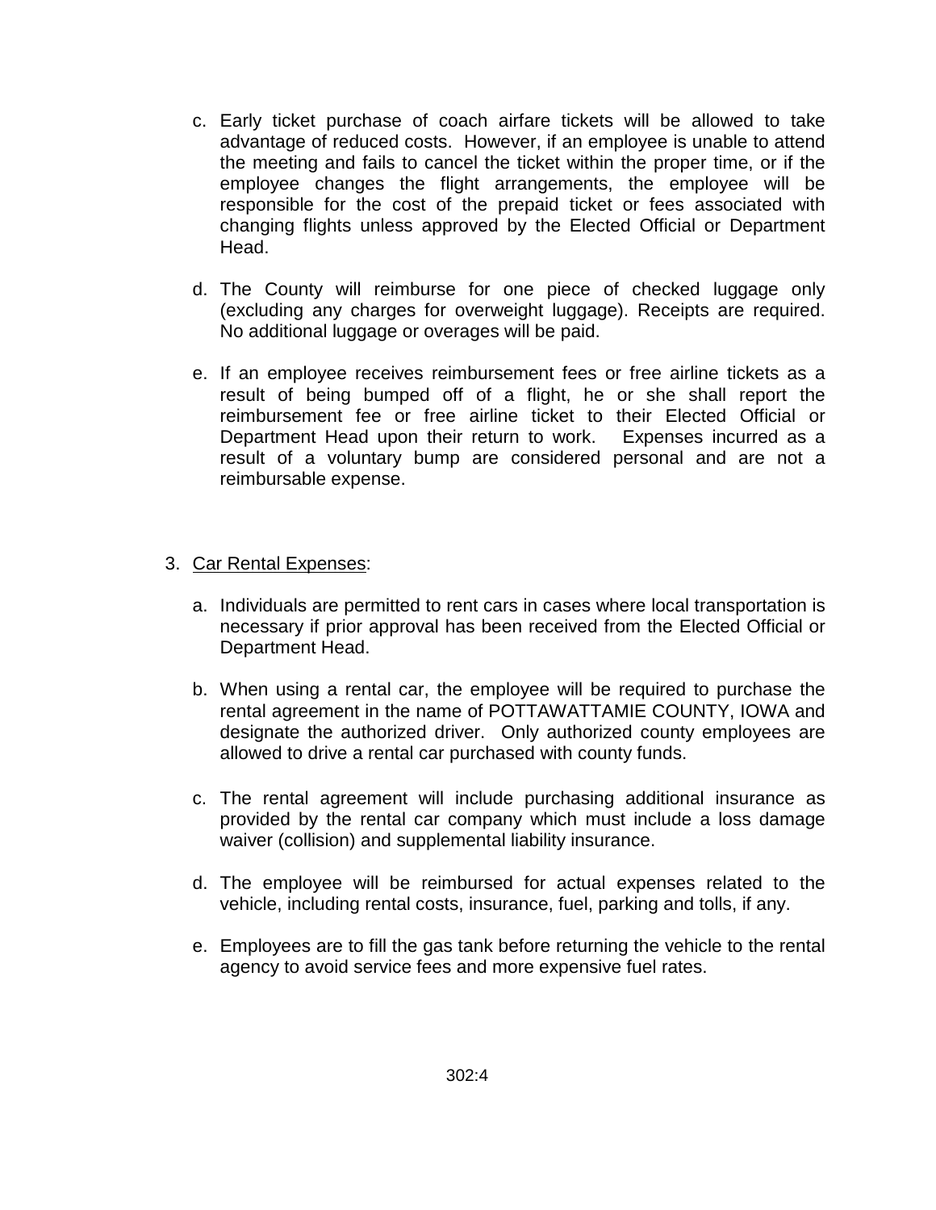c. Early ticket purchase of coach airfare tickets will be allowed to take advantage of reduced costs. However, if an employee is unable to attend the meeting and fails to cancel the ticket within the proper time, or if the employee changes the flight arrangements, the employee will be responsible for the cost of the prepaid ticket or fees associated with changing flights unless approved by the Elected Official or Department Head.

d. The County will reimburse for one piece of checked luggage only (excluding any charges for overweight luggage). Receipts are required. No additional luggage or overages will be paid.

e. If an employee receives reimbursement fees or free airline tickets as a result of being bumped off of a flight, he or she shall report the reimbursement fee or free airline ticket to their Elected Official or Department Head upon their return to work. Expenses incurred as a result of a voluntary bump are considered personal and are not a reimbursable expense.

3. <u>Car Rental Expenses</u>:

   a. Individuals are permitted to rent cars in cases where local transportation is necessary if prior approval has been received from the Elected Official or Department Head.

   b. When using a rental car, the employee will be required to purchase the rental agreement in the name of POTTAWATTAMIE COUNTY, IOWA and designate the authorized driver. Only authorized county employees are allowed to drive a rental car purchased with county funds.

   c. The rental agreement will include purchasing additional insurance as provided by the rental car company which must include a loss damage waiver (collision) and supplemental liability insurance.

   d. The employee will be reimbursed for actual expenses related to the vehicle, including rental costs, insurance, fuel, parking and tolls, if any.

   e. Employees are to fill the gas tank before returning the vehicle to the rental agency to avoid service fees and more expensive fuel rates.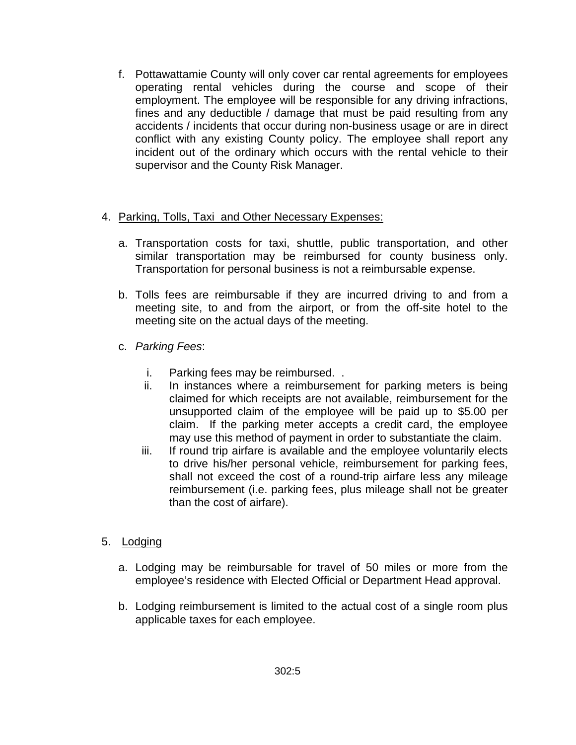f. Pottawattamie County will only cover car rental agreements for employees operating rental vehicles during the course and scope of their employment. The employee will be responsible for any driving infractions, fines and any deductible / damage that must be paid resulting from any accidents / incidents that occur during non-business usage or are in direct conflict with any existing County policy. The employee shall report any incident out of the ordinary which occurs with the rental vehicle to their supervisor and the County Risk Manager.

4. <u>Parking, Tolls, Taxi and Other Necessary Expenses:</u>

   a. Transportation costs for taxi, shuttle, public transportation, and other similar transportation may be reimbursed for county business only. Transportation for personal business is not a reimbursable expense.

   b. Tolls fees are reimbursable if they are incurred driving to and from a meeting site, to and from the airport, or from the off-site hotel to the meeting site on the actual days of the meeting.

   c. *Parking Fees*:

      i. Parking fees may be reimbursed. .

      ii. In instances where a reimbursement for parking meters is being claimed for which receipts are not available, reimbursement for the unsupported claim of the employee will be paid up to $5.00 per claim. If the parking meter accepts a credit card, the employee may use this method of payment in order to substantiate the claim.

      iii. If round trip airfare is available and the employee voluntarily elects to drive his/her personal vehicle, reimbursement for parking fees, shall not exceed the cost of a round-trip airfare less any mileage reimbursement (i.e. parking fees, plus mileage shall not be greater than the cost of airfare).

5. <u>Lodging</u>

   a. Lodging may be reimbursable for travel of 50 miles or more from the employee's residence with Elected Official or Department Head approval.

   b. Lodging reimbursement is limited to the actual cost of a single room plus applicable taxes for each employee.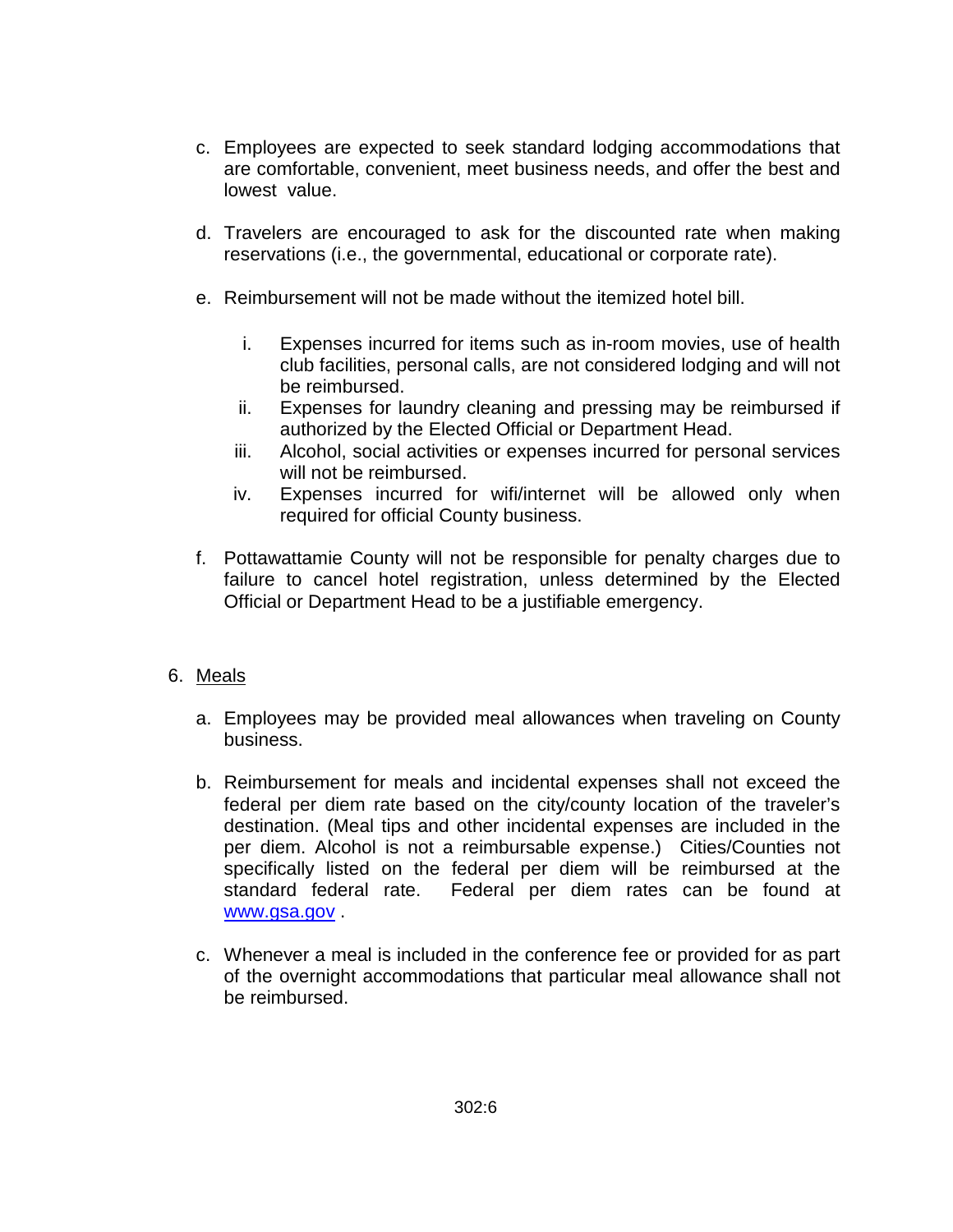c. Employees are expected to seek standard lodging accommodations that are comfortable, convenient, meet business needs, and offer the best and lowest value.

d. Travelers are encouraged to ask for the discounted rate when making reservations (i.e., the governmental, educational or corporate rate).

e. Reimbursement will not be made without the itemized hotel bill.

   i. Expenses incurred for items such as in-room movies, use of health club facilities, personal calls, are not considered lodging and will not be reimbursed.
   ii. Expenses for laundry cleaning and pressing may be reimbursed if authorized by the Elected Official or Department Head.
   iii. Alcohol, social activities or expenses incurred for personal services will not be reimbursed.
   iv. Expenses incurred for wifi/internet will be allowed only when required for official County business.

f. Pottawattamie County will not be responsible for penalty charges due to failure to cancel hotel registration, unless determined by the Elected Official or Department Head to be a justifiable emergency.

6. Meals

   a. Employees may be provided meal allowances when traveling on County business.

   b. Reimbursement for meals and incidental expenses shall not exceed the federal per diem rate based on the city/county location of the traveler's destination. (Meal tips and other incidental expenses are included in the per diem. Alcohol is not a reimbursable expense.) Cities/Counties not specifically listed on the federal per diem will be reimbursed at the standard federal rate. Federal per diem rates can be found at www.gsa.gov .

   c. Whenever a meal is included in the conference fee or provided for as part of the overnight accommodations that particular meal allowance shall not be reimbursed.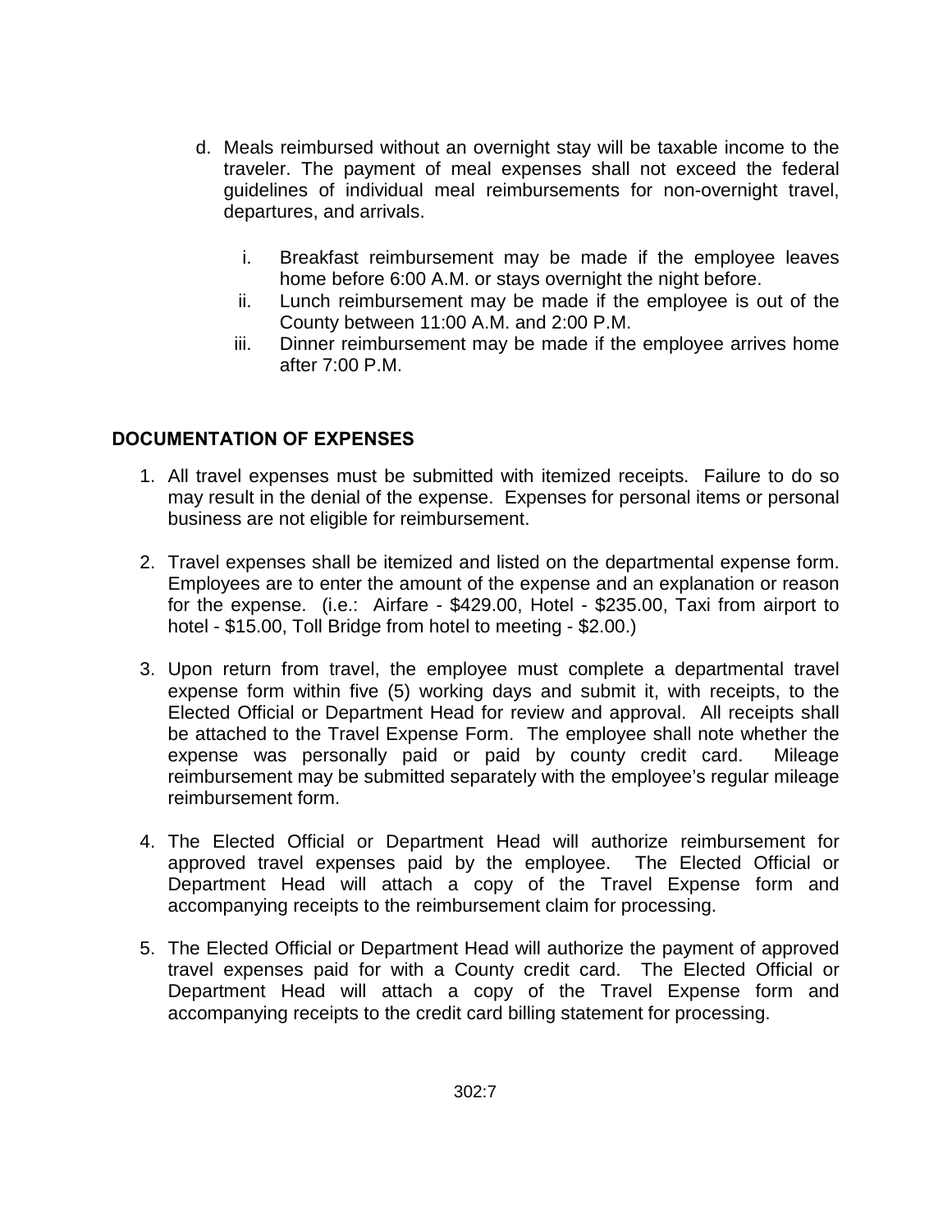d. Meals reimbursed without an overnight stay will be taxable income to the traveler. The payment of meal expenses shall not exceed the federal guidelines of individual meal reimbursements for non-overnight travel, departures, and arrivals.

   i. Breakfast reimbursement may be made if the employee leaves home before 6:00 A.M. or stays overnight the night before.
   ii. Lunch reimbursement may be made if the employee is out of the County between 11:00 A.M. and 2:00 P.M.
   iii. Dinner reimbursement may be made if the employee arrives home after 7:00 P.M.

## DOCUMENTATION OF EXPENSES

1. All travel expenses must be submitted with itemized receipts. Failure to do so may result in the denial of the expense. Expenses for personal items or personal business are not eligible for reimbursement.

2. Travel expenses shall be itemized and listed on the departmental expense form. Employees are to enter the amount of the expense and an explanation or reason for the expense. (i.e.: Airfare - $429.00, Hotel - $235.00, Taxi from airport to hotel - $15.00, Toll Bridge from hotel to meeting - $2.00.)

3. Upon return from travel, the employee must complete a departmental travel expense form within five (5) working days and submit it, with receipts, to the Elected Official or Department Head for review and approval. All receipts shall be attached to the Travel Expense Form. The employee shall note whether the expense was personally paid or paid by county credit card. Mileage reimbursement may be submitted separately with the employee's regular mileage reimbursement form.

4. The Elected Official or Department Head will authorize reimbursement for approved travel expenses paid by the employee. The Elected Official or Department Head will attach a copy of the Travel Expense form and accompanying receipts to the reimbursement claim for processing.

5. The Elected Official or Department Head will authorize the payment of approved travel expenses paid for with a County credit card. The Elected Official or Department Head will attach a copy of the Travel Expense form and accompanying receipts to the credit card billing statement for processing.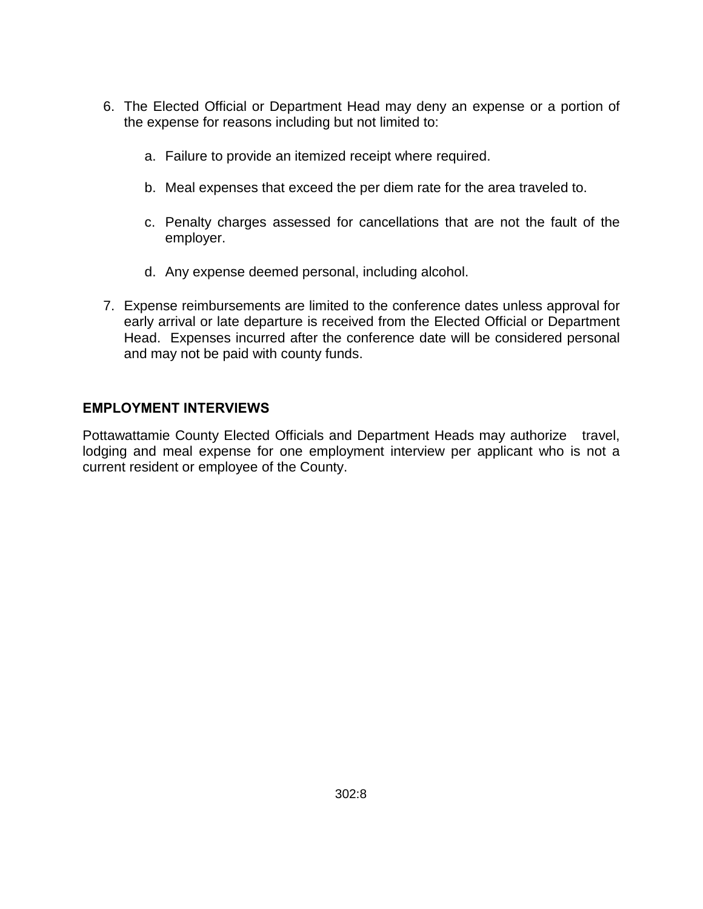6. The Elected Official or Department Head may deny an expense or a portion of the expense for reasons including but not limited to:

   a. Failure to provide an itemized receipt where required.

   b. Meal expenses that exceed the per diem rate for the area traveled to.

   c. Penalty charges assessed for cancellations that are not the fault of the employer.

   d. Any expense deemed personal, including alcohol.

7. Expense reimbursements are limited to the conference dates unless approval for early arrival or late departure is received from the Elected Official or Department Head. Expenses incurred after the conference date will be considered personal and may not be paid with county funds.

**EMPLOYMENT INTERVIEWS**

Pottawattamie County Elected Officials and Department Heads may authorize travel, lodging and meal expense for one employment interview per applicant who is not a current resident or employee of the County.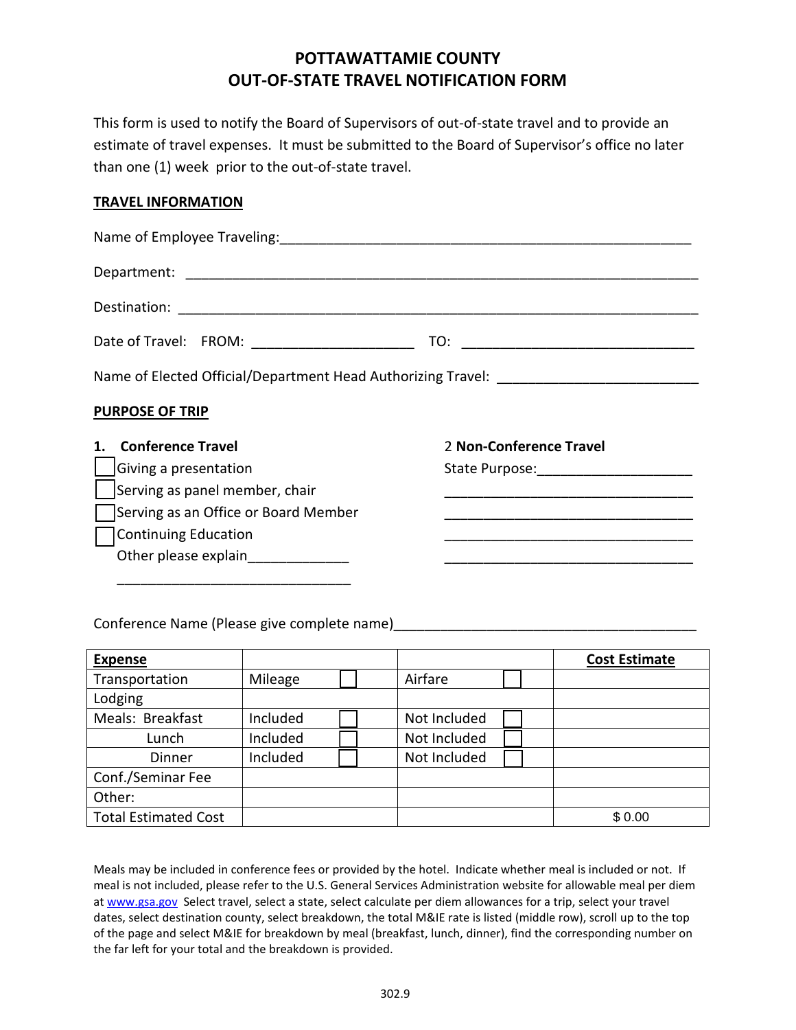# POTTAWATTAMIE COUNTY
# OUT-OF-STATE TRAVEL NOTIFICATION FORM

This form is used to notify the Board of Supervisors of out-of-state travel and to provide an estimate of travel expenses. It must be submitted to the Board of Supervisor's office no later than one (1) week prior to the out-of-state travel.

**TRAVEL INFORMATION**

Name of Employee Traveling:_______________________________________________________

Department: ___________________________________________________________________

Destination: ___________________________________________________________________

Date of Travel: FROM: ______________________ TO: ______________________________

Name of Elected Official/Department Head Authorizing Travel: __________________________

**PURPOSE OF TRIP**

**1. Conference Travel**

- ☐ Giving a presentation
- ☐ Serving as panel member, chair
- ☐ Serving as an Office or Board Member
- ☐ Continuing Education
- Other please explain_____________
  ______________________________

2 **Non-Conference Travel**

State Purpose:____________________
__________________________________
__________________________________
__________________________________
__________________________________

Conference Name (Please give complete name)_______________________________________

| **Expense** | | | **Cost Estimate** |
|---|---|---|---|
| Transportation | Mileage ☐ | Airfare ☐ | |
| Lodging | | | |
| Meals: Breakfast | Included ☐ | Not Included ☐ | |
| Lunch | Included ☐ | Not Included ☐ | |
| Dinner | Included ☐ | Not Included ☐ | |
| Conf./Seminar Fee | | | |
| Other: | | | |
| Total Estimated Cost | | | $ 0.00 |

Meals may be included in conference fees or provided by the hotel. Indicate whether meal is included or not. If meal is not included, please refer to the U.S. General Services Administration website for allowable meal per diem at www.gsa.gov Select travel, select a state, select calculate per diem allowances for a trip, select your travel dates, select destination county, select breakdown, the total M&IE rate is listed (middle row), scroll up to the top of the page and select M&IE for breakdown by meal (breakfast, lunch, dinner), find the corresponding number on the far left for your total and the breakdown is provided.

302.9